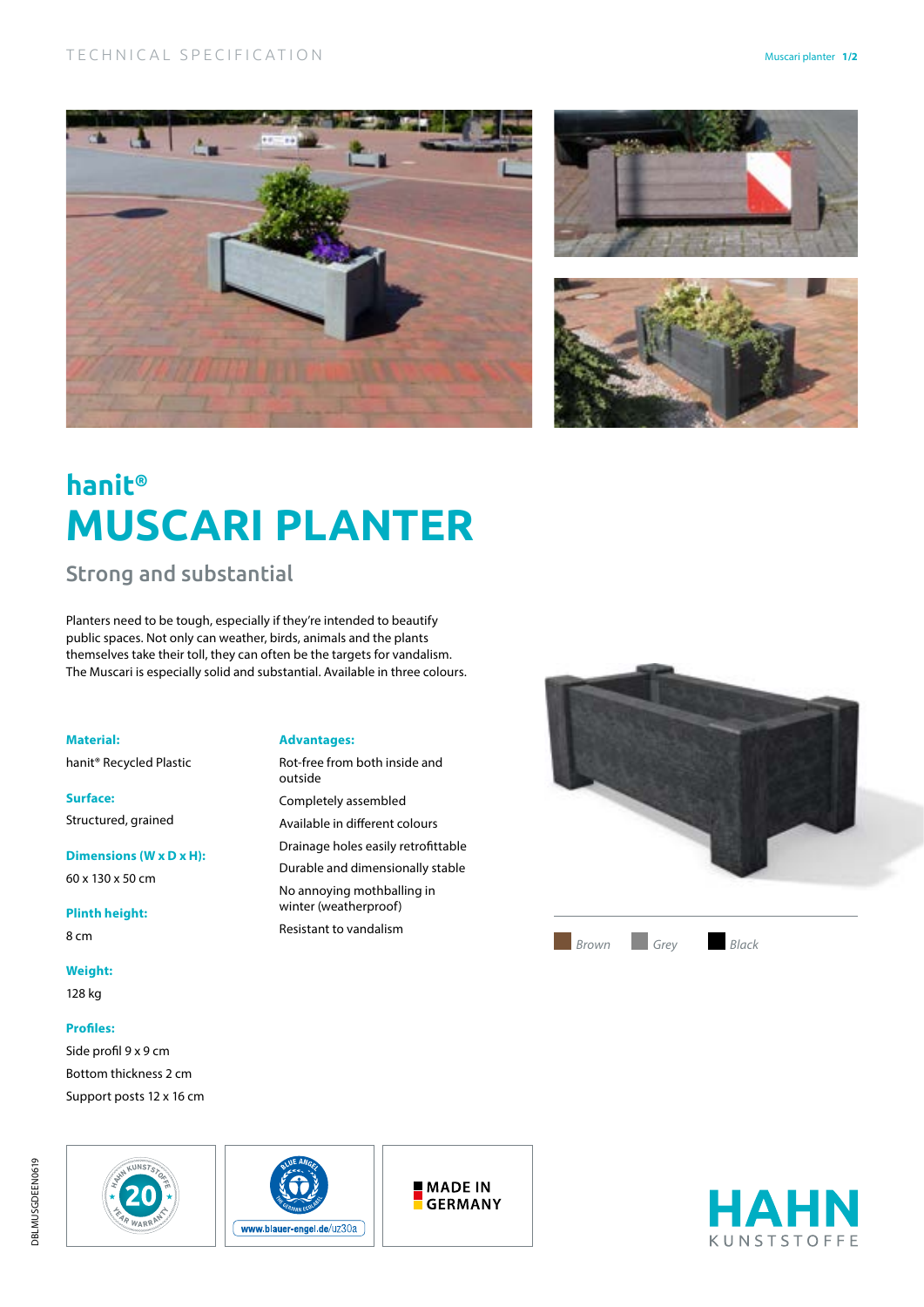TECHNICAL SPECIFICATION

# hanit®
# MUSCARI PLANTER

## Strong and substantial

Planters need to be tough, especially if they're intended to beautify public spaces. Not only can weather, birds, animals and the plants themselves take their toll, they can often be the targets for vandalism. The Muscari is especially solid and substantial. Available in three colours.

**Material:**
hanit® Recycled Plastic

**Surface:**
Structured, grained

**Dimensions (W x D x H):**
60 x 130 x 50 cm

**Plinth height:**
8 cm

**Weight:**
128 kg

**Profiles:**
Side profil 9 x 9 cm
Bottom thickness 2 cm
Support posts 12 x 16 cm

**Advantages:**
- Rot-free from both inside and outside
- Completely assembled
- Available in different colours
- Drainage holes easily retrofittable
- Durable and dimensionally stable
- No annoying mothballing in winter (weatherproof)
- Resistant to vandalism

*Brown* *Grey* *Black*

20 YEAR WARRANTY – HAHN KUNSTSTOFFE

BLUE ANGEL – THE GERMAN ECOLABEL – www.blauer-engel.de/uz30a

MADE IN GERMANY

HAHN KUNSTSTOFFE

DBLMUSGDEEN0619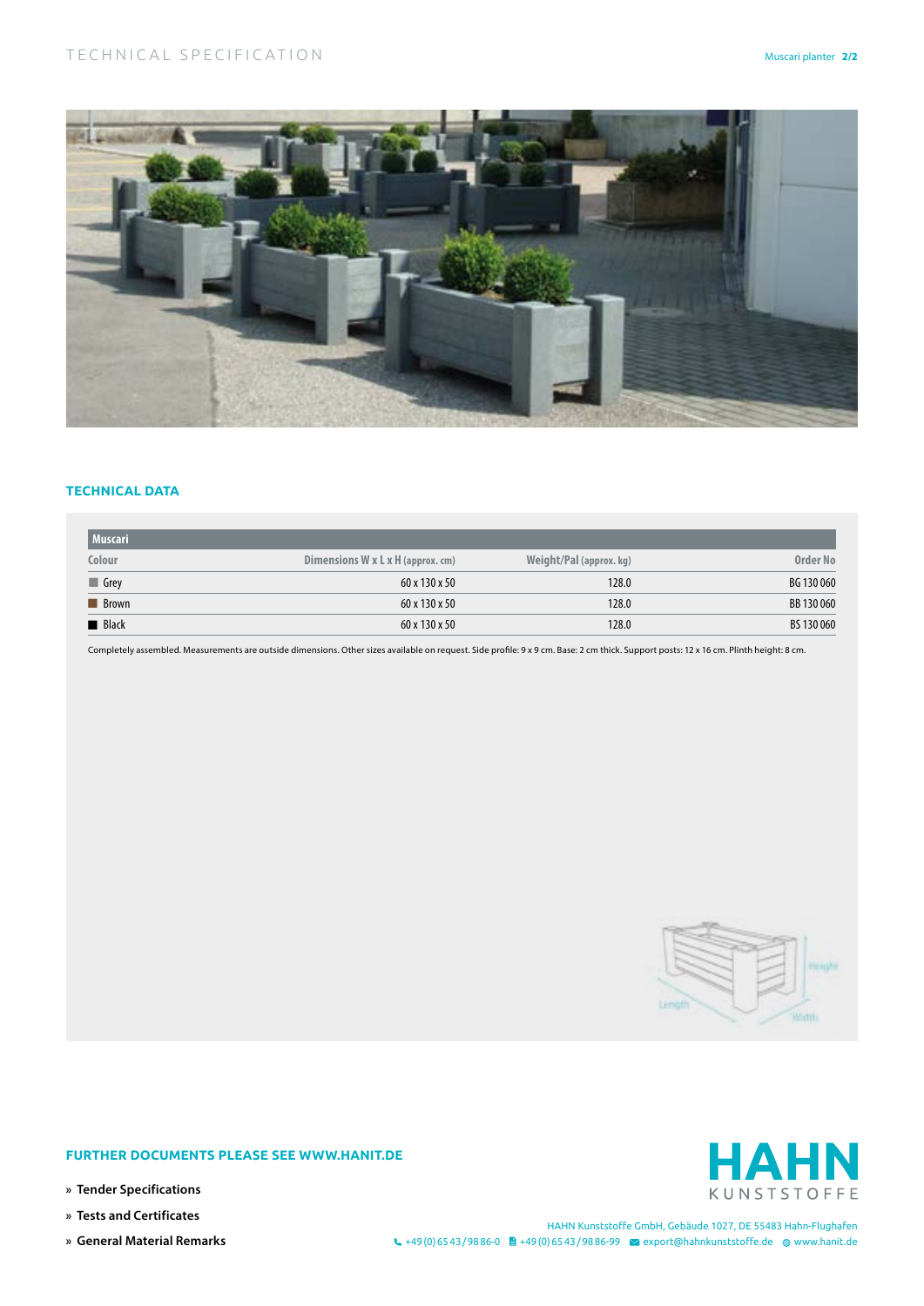## TECHNICAL DATA

| Muscari | | | |
|---|---|---|---|
| Colour | Dimensions W x L x H (approx. cm) | Weight/Pal (approx. kg) | Order No |
| Grey | 60 x 130 x 50 | 128.0 | BG 130 060 |
| Brown | 60 x 130 x 50 | 128.0 | BB 130 060 |
| Black | 60 x 130 x 50 | 128.0 | BS 130 060 |

Completely assembled. Measurements are outside dimensions. Other sizes available on request. Side profile: 9 x 9 cm. Base: 2 cm thick. Support posts: 12 x 16 cm. Plinth height: 8 cm.

Height
Length
Width

### FURTHER DOCUMENTS PLEASE SEE WWW.HANIT.DE

» **Tender Specifications**

» **Tests and Certificates**

» **General Material Remarks**

HAHN KUNSTSTOFFE

HAHN Kunststoffe GmbH, Gebäude 1027, DE 55483 Hahn-Flughafen
+49 (0) 65 43 / 98 86-0 +49 (0) 65 43 / 98 86-99 export@hahnkunststoffe.de www.hanit.de